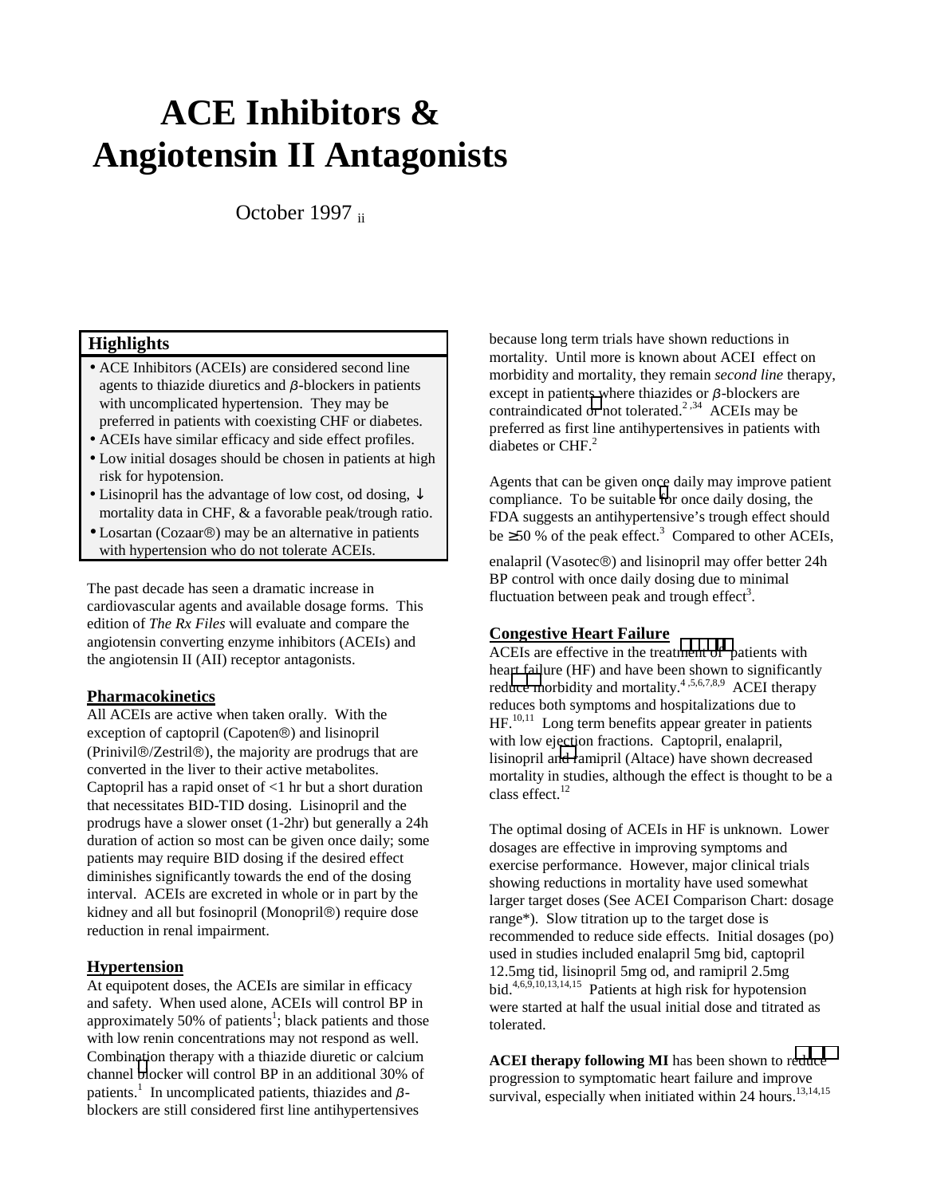# ACE Inhibitors & Angiotensin II Antagonists

October 1997 ii

## Highlights

- ACE Inhibitors (ACEIs) are considered second line agents to thiazide diuretics and β-blockers in patients with uncomplicated hypertension. They may be preferred in patients with coexisting CHF or diabetes.
- ACEIs have similar efficacy and side effect profiles.
- Low initial dosages should be chosen in patients at high risk for hypotension.
- Lisinopril has the advantage of low cost, od dosing, ↓ mortality data in CHF, & a favorable peak/trough ratio.
- Losartan (Cozaar®) may be an alternative in patients with hypertension who do not tolerate ACEIs.

The past decade has seen a dramatic increase in cardiovascular agents and available dosage forms. This edition of *The Rx Files* will evaluate and compare the angiotensin converting enzyme inhibitors (ACEIs) and the angiotensin II (AII) receptor antagonists.

### Pharmacokinetics

All ACEIs are active when taken orally. With the exception of captopril (Capoten®) and lisinopril (Prinivil®/Zestril®), the majority are prodrugs that are converted in the liver to their active metabolites. Captopril has a rapid onset of <1 hr but a short duration that necessitates BID-TID dosing. Lisinopril and the prodrugs have a slower onset (1-2hr) but generally a 24h duration of action so most can be given once daily; some patients may require BID dosing if the desired effect diminishes significantly towards the end of the dosing interval. ACEIs are excreted in whole or in part by the kidney and all but fosinopril (Monopril®) require dose reduction in renal impairment.

### Hypertension

At equipotent doses, the ACEIs are similar in efficacy and safety. When used alone, ACEIs will control BP in approximately 50% of patients[1]; black patients and those with low renin concentrations may not respond as well. Combination therapy with a thiazide diuretic or calcium channel blocker will control BP in an additional 30% of patients.[1] In uncomplicated patients, thiazides and β-blockers are still considered first line antihypertensives because long term trials have shown reductions in mortality. Until more is known about ACEI effect on morbidity and mortality, they remain *second line* therapy, except in patients where thiazides or β-blockers are contraindicated or not tolerated.[2,34] ACEIs may be preferred as first line antihypertensives in patients with diabetes or CHF.[2]

Agents that can be given once daily may improve patient compliance. To be suitable for once daily dosing, the FDA suggests an antihypertensive's trough effect should be ≥50 % of the peak effect.[3] Compared to other ACEIs, enalapril (Vasotec®) and lisinopril may offer better 24h BP control with once daily dosing due to minimal fluctuation between peak and trough effect[3].

### Congestive Heart Failure

ACEIs are effective in the treatment of patients with heart failure (HF) and have been shown to significantly reduce morbidity and mortality.[4,5,6,7,8,9] ACEI therapy reduces both symptoms and hospitalizations due to HF.[10,11] Long term benefits appear greater in patients with low ejection fractions. Captopril, enalapril, lisinopril and ramipril (Altace) have shown decreased mortality in studies, although the effect is thought to be a class effect.[12]

The optimal dosing of ACEIs in HF is unknown. Lower dosages are effective in improving symptoms and exercise performance. However, major clinical trials showing reductions in mortality have used somewhat larger target doses (See ACEI Comparison Chart: dosage range*). Slow titration up to the target dose is recommended to reduce side effects. Initial dosages (po) used in studies included enalapril 5mg bid, captopril 12.5mg tid, lisinopril 5mg od, and ramipril 2.5mg bid.[4,6,9,10,13,14,15] Patients at high risk for hypotension were started at half the usual initial dose and titrated as tolerated.

**ACEI therapy following MI** has been shown to reduce progression to symptomatic heart failure and improve survival, especially when initiated within 24 hours.[13,14,15]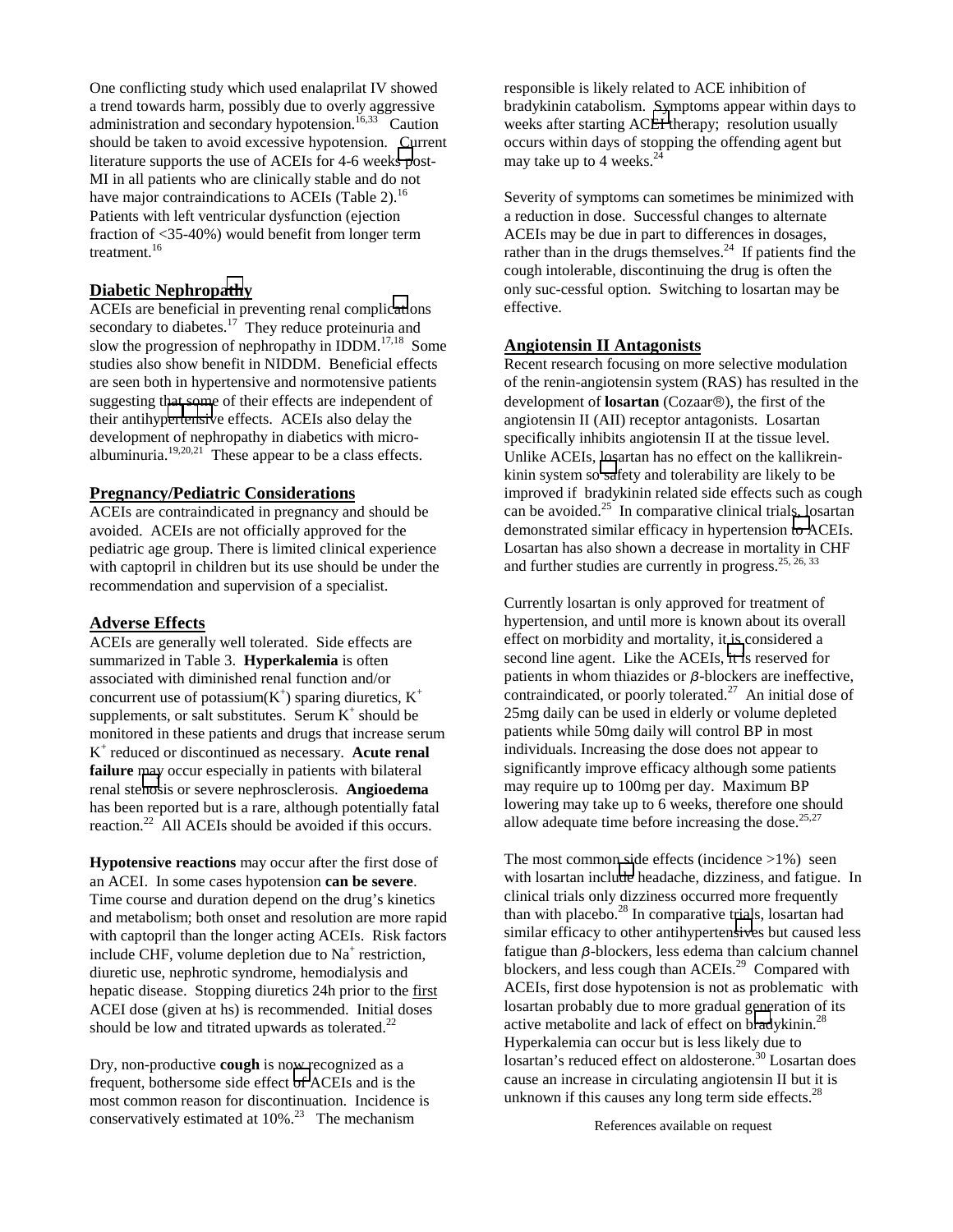One conflicting study which used enalaprilat IV showed a trend towards harm, possibly due to overly aggressive administration and secondary hypotension.[16,33] Caution should be taken to avoid excessive hypotension. Current literature supports the use of ACEIs for 4-6 weeks post-MI in all patients who are clinically stable and do not have major contraindications to ACEIs (Table 2).[16] Patients with left ventricular dysfunction (ejection fraction of <35-40%) would benefit from longer term treatment.[16]

## Diabetic Nephropathy

ACEIs are beneficial in preventing renal complications secondary to diabetes.[17] They reduce proteinuria and slow the progression of nephropathy in IDDM.[17,18] Some studies also show benefit in NIDDM. Beneficial effects are seen both in hypertensive and normotensive patients suggesting that some of their effects are independent of their antihypertensive effects. ACEIs also delay the development of nephropathy in diabetics with micro-albuminuria.[19,20,21] These appear to be a class effects.

## Pregnancy/Pediatric Considerations

ACEIs are contraindicated in pregnancy and should be avoided. ACEIs are not officially approved for the pediatric age group. There is limited clinical experience with captopril in children but its use should be under the recommendation and supervision of a specialist.

## Adverse Effects

ACEIs are generally well tolerated. Side effects are summarized in Table 3. **Hyperkalemia** is often associated with diminished renal function and/or concurrent use of potassium($K^+$) sparing diuretics, $K^+$ supplements, or salt substitutes. Serum $K^+$ should be monitored in these patients and drugs that increase serum $K^+$ reduced or discontinued as necessary. **Acute renal failure** may occur especially in patients with bilateral renal stenosis or severe nephrosclerosis. **Angioedema** has been reported but is a rare, although potentially fatal reaction.[22] All ACEIs should be avoided if this occurs.

**Hypotensive reactions** may occur after the first dose of an ACEI. In some cases hypotension **can be severe**. Time course and duration depend on the drug's kinetics and metabolism; both onset and resolution are more rapid with captopril than the longer acting ACEIs. Risk factors include CHF, volume depletion due to $Na^+$ restriction, diuretic use, nephrotic syndrome, hemodialysis and hepatic disease. Stopping diuretics 24h prior to the first ACEI dose (given at hs) is recommended. Initial doses should be low and titrated upwards as tolerated.[22]

Dry, non-productive **cough** is now recognized as a frequent, bothersome side effect of ACEIs and is the most common reason for discontinuation. Incidence is conservatively estimated at 10%.[23] The mechanism responsible is likely related to ACE inhibition of bradykinin catabolism. Symptoms appear within days to weeks after starting ACEI therapy; resolution usually occurs within days of stopping the offending agent but may take up to 4 weeks.[24]

Severity of symptoms can sometimes be minimized with a reduction in dose. Successful changes to alternate ACEIs may be due in part to differences in dosages, rather than in the drugs themselves.[24] If patients find the cough intolerable, discontinuing the drug is often the only suc-cessful option. Switching to losartan may be effective.

## Angiotensin II Antagonists

Recent research focusing on more selective modulation of the renin-angiotensin system (RAS) has resulted in the development of **losartan** (Cozaar®), the first of the angiotensin II (AII) receptor antagonists. Losartan specifically inhibits angiotensin II at the tissue level. Unlike ACEIs, losartan has no effect on the kallikrein-kinin system so safety and tolerability are likely to be improved if bradykinin related side effects such as cough can be avoided.[25] In comparative clinical trials, losartan demonstrated similar efficacy in hypertension to ACEIs. Losartan has also shown a decrease in mortality in CHF and further studies are currently in progress.[25, 26, 33]

Currently losartan is only approved for treatment of hypertension, and until more is known about its overall effect on morbidity and mortality, it is considered a second line agent. Like the ACEIs, it is reserved for patients in whom thiazides or $\beta$-blockers are ineffective, contraindicated, or poorly tolerated.[27] An initial dose of 25mg daily can be used in elderly or volume depleted patients while 50mg daily will control BP in most individuals. Increasing the dose does not appear to significantly improve efficacy although some patients may require up to 100mg per day. Maximum BP lowering may take up to 6 weeks, therefore one should allow adequate time before increasing the dose.[25,27]

The most common side effects (incidence >1%) seen with losartan include headache, dizziness, and fatigue. In clinical trials only dizziness occurred more frequently than with placebo.[28] In comparative trials, losartan had similar efficacy to other antihypertensives but caused less fatigue than $\beta$-blockers, less edema than calcium channel blockers, and less cough than ACEIs.[29] Compared with ACEIs, first dose hypotension is not as problematic with losartan probably due to more gradual generation of its active metabolite and lack of effect on bradykinin.[28] Hyperkalemia can occur but is less likely due to losartan's reduced effect on aldosterone.[30] Losartan does cause an increase in circulating angiotensin II but it is unknown if this causes any long term side effects.[28]

References available on request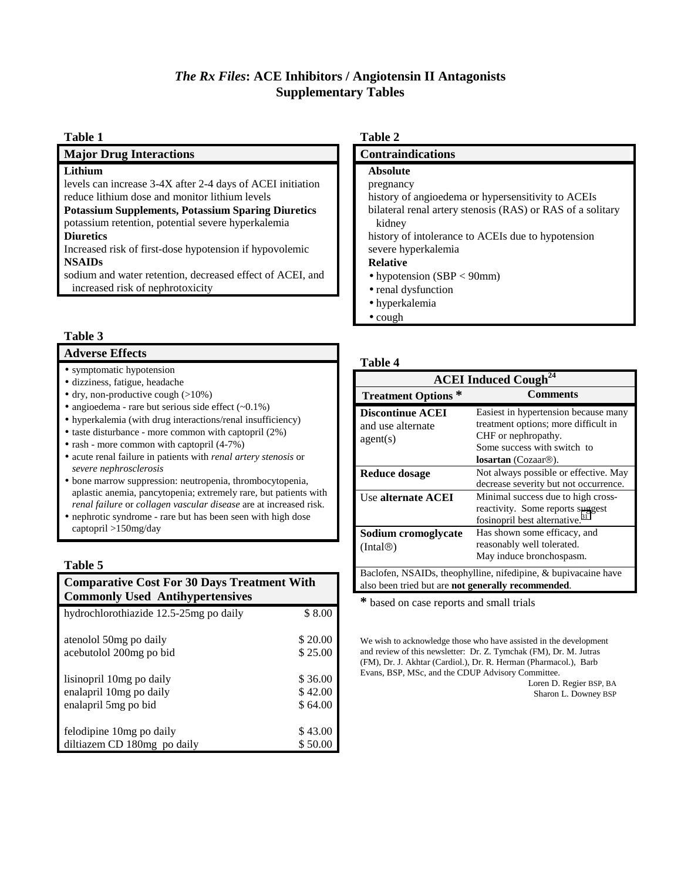# *The Rx Files*: ACE Inhibitors / Angiotensin II Antagonists
## Supplementary Tables

**Table 1**

| **Major Drug Interactions** |
|---|
| **Lithium** |
| levels can increase 3-4X after 2-4 days of ACEI initiation; reduce lithium dose and monitor lithium levels |
| **Potassium Supplements, Potassium Sparing Diuretics** |
| potassium retention, potential severe hyperkalemia |
| **Diuretics** |
| Increased risk of first-dose hypotension if hypovolemic |
| **NSAIDs** |
| sodium and water retention, decreased effect of ACEI, and increased risk of nephrotoxicity |

**Table 2**

| **Contraindications** |
|---|
| **Absolute** |
| pregnancy |
| history of angioedema or hypersensitivity to ACEIs |
| bilateral renal artery stenosis (RAS) or RAS of a solitary kidney |
| history of intolerance to ACEIs due to hypotension |
| severe hyperkalemia |
| **Relative** |
| • hypotension (SBP < 90mm) |
| • renal dysfunction |
| • hyperkalemia |
| • cough |

**Table 3**

**Adverse Effects**

- symptomatic hypotension
- dizziness, fatigue, headache
- dry, non-productive cough (>10%)
- angioedema - rare but serious side effect (~0.1%)
- hyperkalemia (with drug interactions/renal insufficiency)
- taste disturbance - more common with captopril (2%)
- rash - more common with captopril (4-7%)
- acute renal failure in patients with *renal artery stenosis* or *severe nephrosclerosis*
- bone marrow suppression: neutropenia, thrombocytopenia, aplastic anemia, pancytopenia; extremely rare, but patients with *renal failure* or *collagen vascular disease* are at increased risk.
- nephrotic syndrome - rare but has been seen with high dose captopril >150mg/day

**Table 4**

| **ACEI Induced Cough[24]** | |
|---|---|
| **Treatment Options \*** | **Comments** |
| **Discontinue ACEI** and use alternate agent(s) | Easiest in hypertension because many treatment options; more difficult in CHF or nephropathy. Some success with switch to **losartan** (Cozaar®). |
| **Reduce dosage** | Not always possible or effective. May decrease severity but not occurrence. |
| Use **alternate ACEI** | Minimal success due to high cross-reactivity. Some reports suggest fosinopril best alternative.[31] |
| **Sodium cromoglycate** (Intal®) | Has shown some efficacy, and reasonably well tolerated. May induce bronchospasm. |
| Baclofen, NSAIDs, theophylline, nifedipine, & bupivacaine have also been tried but are **not generally recommended**. | |

**\*** based on case reports and small trials

**Table 5**

| **Comparative Cost For 30 Days Treatment With Commonly Used Antihypertensives** | |
|---|---|
| hydrochlorothiazide 12.5-25mg po daily | $ 8.00 |
| atenolol 50mg po daily | $ 20.00 |
| acebutolol 200mg po bid | $ 25.00 |
| lisinopril 10mg po daily | $ 36.00 |
| enalapril 10mg po daily | $ 42.00 |
| enalapril 5mg po bid | $ 64.00 |
| felodipine 10mg po daily | $ 43.00 |
| diltiazem CD 180mg po daily | $ 50.00 |

We wish to acknowledge those who have assisted in the development and review of this newsletter: Dr. Z. Tymchak (FM), Dr. M. Jutras (FM), Dr. J. Akhtar (Cardiol.), Dr. R. Herman (Pharmacol.), Barb Evans, BSP, MSc, and the CDUP Advisory Committee.

Loren D. Regier BSP, BA
Sharon L. Downey BSP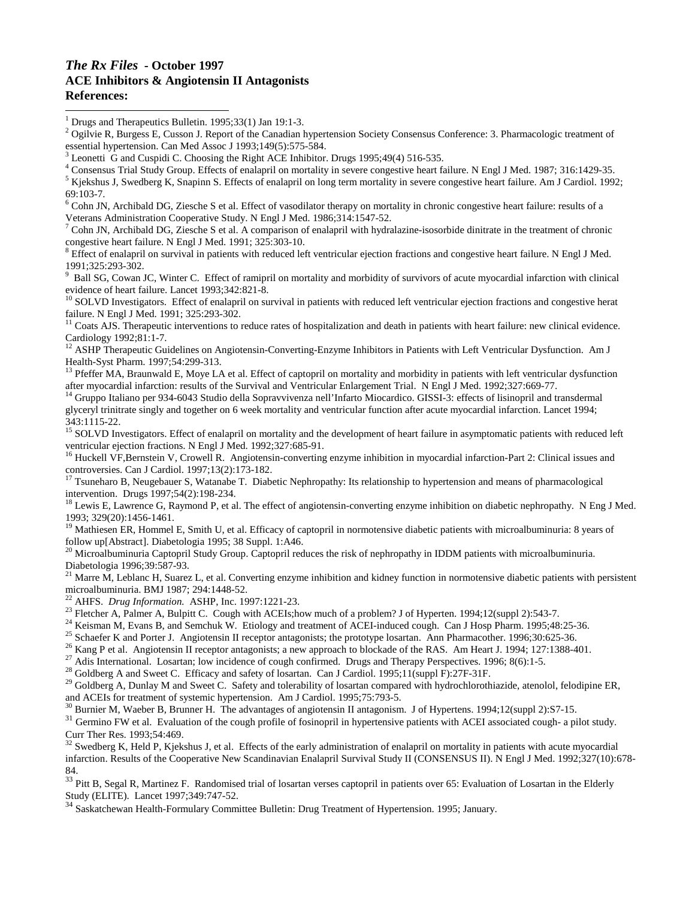### *The Rx Files* - October 1997
### ACE Inhibitors & Angiotensin II Antagonists
### References:

[1] Drugs and Therapeutics Bulletin. 1995;33(1) Jan 19:1-3.

[2] Ogilvie R, Burgess E, Cusson J. Report of the Canadian hypertension Society Consensus Conference: 3. Pharmacologic treatment of essential hypertension. Can Med Assoc J 1993;149(5):575-584.

[3] Leonetti G and Cuspidi C. Choosing the Right ACE Inhibitor. Drugs 1995;49(4) 516-535.

[4] Consensus Trial Study Group. Effects of enalapril on mortality in severe congestive heart failure. N Engl J Med. 1987; 316:1429-35.

[5] Kjekshus J, Swedberg K, Snapinn S. Effects of enalapril on long term mortality in severe congestive heart failure. Am J Cardiol. 1992; 69:103-7.

[6] Cohn JN, Archibald DG, Ziesche S et al. Effect of vasodilator therapy on mortality in chronic congestive heart failure: results of a Veterans Administration Cooperative Study. N Engl J Med. 1986;314:1547-52.

[7] Cohn JN, Archibald DG, Ziesche S et al. A comparison of enalapril with hydralazine-isosorbide dinitrate in the treatment of chronic congestive heart failure. N Engl J Med. 1991; 325:303-10.

[8] Effect of enalapril on survival in patients with reduced left ventricular ejection fractions and congestive heart failure. N Engl J Med. 1991;325:293-302.

[9] Ball SG, Cowan JC, Winter C. Effect of ramipril on mortality and morbidity of survivors of acute myocardial infarction with clinical evidence of heart failure. Lancet 1993;342:821-8.

[10] SOLVD Investigators. Effect of enalapril on survival in patients with reduced left ventricular ejection fractions and congestive herat failure. N Engl J Med. 1991; 325:293-302.

[11] Coats AJS. Therapeutic interventions to reduce rates of hospitalization and death in patients with heart failure: new clinical evidence. Cardiology 1992;81:1-7.

[12] ASHP Therapeutic Guidelines on Angiotensin-Converting-Enzyme Inhibitors in Patients with Left Ventricular Dysfunction. Am J Health-Syst Pharm. 1997;54:299-313.

[13] Pfeffer MA, Braunwald E, Moye LA et al. Effect of captopril on mortality and morbidity in patients with left ventricular dysfunction after myocardial infarction: results of the Survival and Ventricular Enlargement Trial. N Engl J Med. 1992;327:669-77.

[14] Gruppo Italiano per 934-6043 Studio della Sopravvivenza nell'Infarto Miocardico. GISSI-3: effects of lisinopril and transdermal glyceryl trinitrate singly and together on 6 week mortality and ventricular function after acute myocardial infarction. Lancet 1994; 343:1115-22.

[15] SOLVD Investigators. Effect of enalapril on mortality and the development of heart failure in asymptomatic patients with reduced left ventricular ejection fractions. N Engl J Med. 1992;327:685-91.

[16] Huckell VF,Bernstein V, Crowell R. Angiotensin-converting enzyme inhibition in myocardial infarction-Part 2: Clinical issues and controversies. Can J Cardiol. 1997;13(2):173-182.

[17] Tsuneharo B, Neugebauer S, Watanabe T. Diabetic Nephropathy: Its relationship to hypertension and means of pharmacological intervention. Drugs 1997;54(2):198-234.

[18] Lewis E, Lawrence G, Raymond P, et al. The effect of angiotensin-converting enzyme inhibition on diabetic nephropathy. N Eng J Med. 1993; 329(20):1456-1461.

[19] Mathiesen ER, Hommel E, Smith U, et al. Efficacy of captopril in normotensive diabetic patients with microalbuminuria: 8 years of follow up[Abstract]. Diabetologia 1995; 38 Suppl. 1:A46.

[20] Microalbuminuria Captopril Study Group. Captopril reduces the risk of nephropathy in IDDM patients with microalbuminuria. Diabetologia 1996;39:587-93.

[21] Marre M, Leblanc H, Suarez L, et al. Converting enzyme inhibition and kidney function in normotensive diabetic patients with persistent microalbuminuria. BMJ 1987; 294:1448-52.

[22] AHFS. *Drug Information.* ASHP, Inc. 1997:1221-23.

[23] Fletcher A, Palmer A, Bulpitt C. Cough with ACEIs;how much of a problem? J of Hyperten. 1994;12(suppl 2):543-7.

[24] Keisman M, Evans B, and Semchuk W. Etiology and treatment of ACEI-induced cough. Can J Hosp Pharm. 1995;48:25-36.

[25] Schaefer K and Porter J. Angiotensin II receptor antagonists; the prototype losartan. Ann Pharmacother. 1996;30:625-36.

[26] Kang P et al. Angiotensin II receptor antagonists; a new approach to blockade of the RAS. Am Heart J. 1994; 127:1388-401.

[27] Adis International. Losartan; low incidence of cough confirmed. Drugs and Therapy Perspectives. 1996; 8(6):1-5.

[28] Goldberg A and Sweet C. Efficacy and safety of losartan. Can J Cardiol. 1995;11(suppl F):27F-31F.

[29] Goldberg A, Dunlay M and Sweet C. Safety and tolerability of losartan compared with hydrochlorothiazide, atenolol, felodipine ER, and ACEIs for treatment of systemic hypertension. Am J Cardiol. 1995;75:793-5.

[30] Burnier M, Waeber B, Brunner H. The advantages of angiotensin II antagonism. J of Hypertens. 1994;12(suppl 2):S7-15.

[31] Germino FW et al. Evaluation of the cough profile of fosinopril in hypertensive patients with ACEI associated cough- a pilot study. Curr Ther Res. 1993;54:469.

[32] Swedberg K, Held P, Kjekshus J, et al. Effects of the early administration of enalapril on mortality in patients with acute myocardial infarction. Results of the Cooperative New Scandinavian Enalapril Survival Study II (CONSENSUS II). N Engl J Med. 1992;327(10):678-84.

[33] Pitt B, Segal R, Martinez F. Randomised trial of losartan verses captopril in patients over 65: Evaluation of Losartan in the Elderly Study (ELITE). Lancet 1997;349:747-52.

[34] Saskatchewan Health-Formulary Committee Bulletin: Drug Treatment of Hypertension. 1995; January.